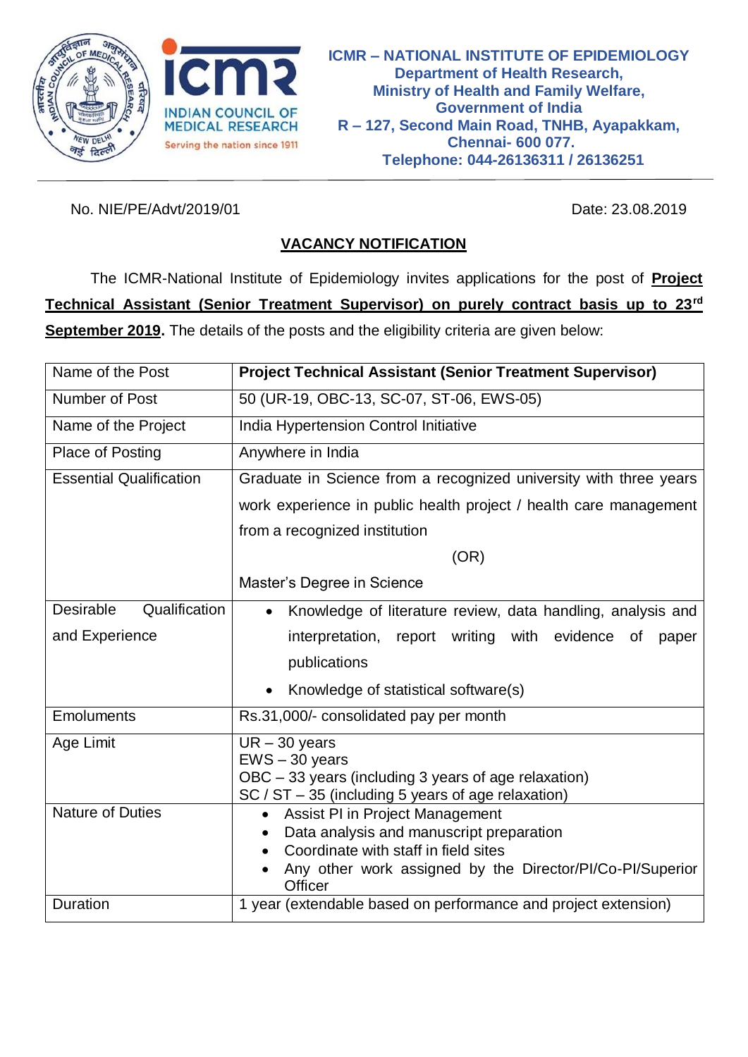**ICMR – NATIONAL INSTITUTE OF EPIDEMIOLOGY**
**Department of Health Research,**
**Ministry of Health and Family Welfare,**
**Government of India**
**R – 127, Second Main Road, TNHB, Ayapakkam,**
**Chennai- 600 077.**
**Telephone: 044-26136311 / 26136251**

INDIAN COUNCIL OF MEDICAL RESEARCH
Serving the nation since 1911

No. NIE/PE/Advt/2019/01 Date: 23.08.2019

## VACANCY NOTIFICATION

The ICMR-National Institute of Epidemiology invites applications for the post of **Project Technical Assistant (Senior Treatment Supervisor) on purely contract basis up to 23rd September 2019.** The details of the posts and the eligibility criteria are given below:

| Name of the Post | **Project Technical Assistant (Senior Treatment Supervisor)** |
|---|---|
| Number of Post | 50 (UR-19, OBC-13, SC-07, ST-06, EWS-05) |
| Name of the Project | India Hypertension Control Initiative |
| Place of Posting | Anywhere in India |
| Essential Qualification | Graduate in Science from a recognized university with three years work experience in public health project / health care management from a recognized institution<br>(OR)<br>Master's Degree in Science |
| Desirable Qualification and Experience | • Knowledge of literature review, data handling, analysis and interpretation, report writing with evidence of paper publications<br>• Knowledge of statistical software(s) |
| Emoluments | Rs.31,000/- consolidated pay per month |
| Age Limit | UR – 30 years<br>EWS – 30 years<br>OBC – 33 years (including 3 years of age relaxation)<br>SC / ST – 35 (including 5 years of age relaxation) |
| Nature of Duties | • Assist PI in Project Management<br>• Data analysis and manuscript preparation<br>• Coordinate with staff in field sites<br>• Any other work assigned by the Director/PI/Co-PI/Superior Officer |
| Duration | 1 year (extendable based on performance and project extension) |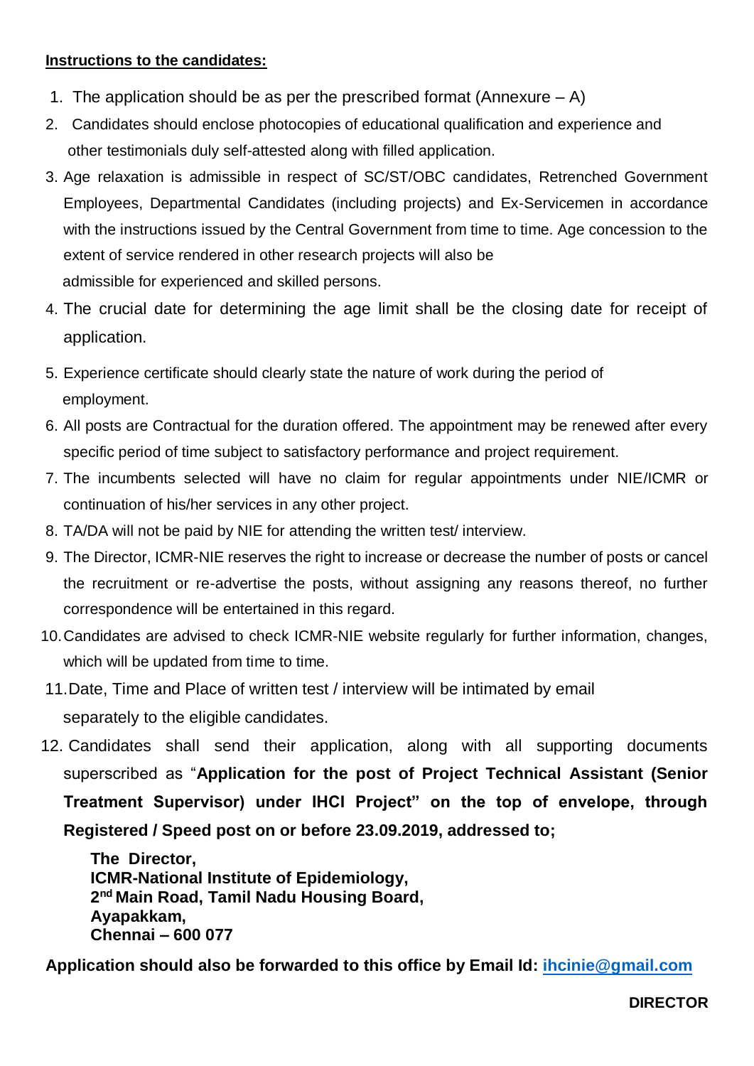**Instructions to the candidates:**

1. The application should be as per the prescribed format (Annexure – A)
2. Candidates should enclose photocopies of educational qualification and experience and other testimonials duly self-attested along with filled application.
3. Age relaxation is admissible in respect of SC/ST/OBC candidates, Retrenched Government Employees, Departmental Candidates (including projects) and Ex-Servicemen in accordance with the instructions issued by the Central Government from time to time. Age concession to the extent of service rendered in other research projects will also be admissible for experienced and skilled persons.
4. The crucial date for determining the age limit shall be the closing date for receipt of application.
5. Experience certificate should clearly state the nature of work during the period of employment.
6. All posts are Contractual for the duration offered. The appointment may be renewed after every specific period of time subject to satisfactory performance and project requirement.
7. The incumbents selected will have no claim for regular appointments under NIE/ICMR or continuation of his/her services in any other project.
8. TA/DA will not be paid by NIE for attending the written test/ interview.
9. The Director, ICMR-NIE reserves the right to increase or decrease the number of posts or cancel the recruitment or re-advertise the posts, without assigning any reasons thereof, no further correspondence will be entertained in this regard.
10. Candidates are advised to check ICMR-NIE website regularly for further information, changes, which will be updated from time to time.
11. Date, Time and Place of written test / interview will be intimated by email separately to the eligible candidates.
12. Candidates shall send their application, along with all supporting documents superscribed as "**Application for the post of Project Technical Assistant (Senior Treatment Supervisor) under IHCI Project" on the top of envelope, through Registered / Speed post on or before 23.09.2019, addressed to;**

    **The Director,**
    **ICMR-National Institute of Epidemiology,**
    **2nd Main Road, Tamil Nadu Housing Board,**
    **Ayapakkam,**
    **Chennai – 600 077**

**Application should also be forwarded to this office by Email Id: ihcinie@gmail.com**

**DIRECTOR**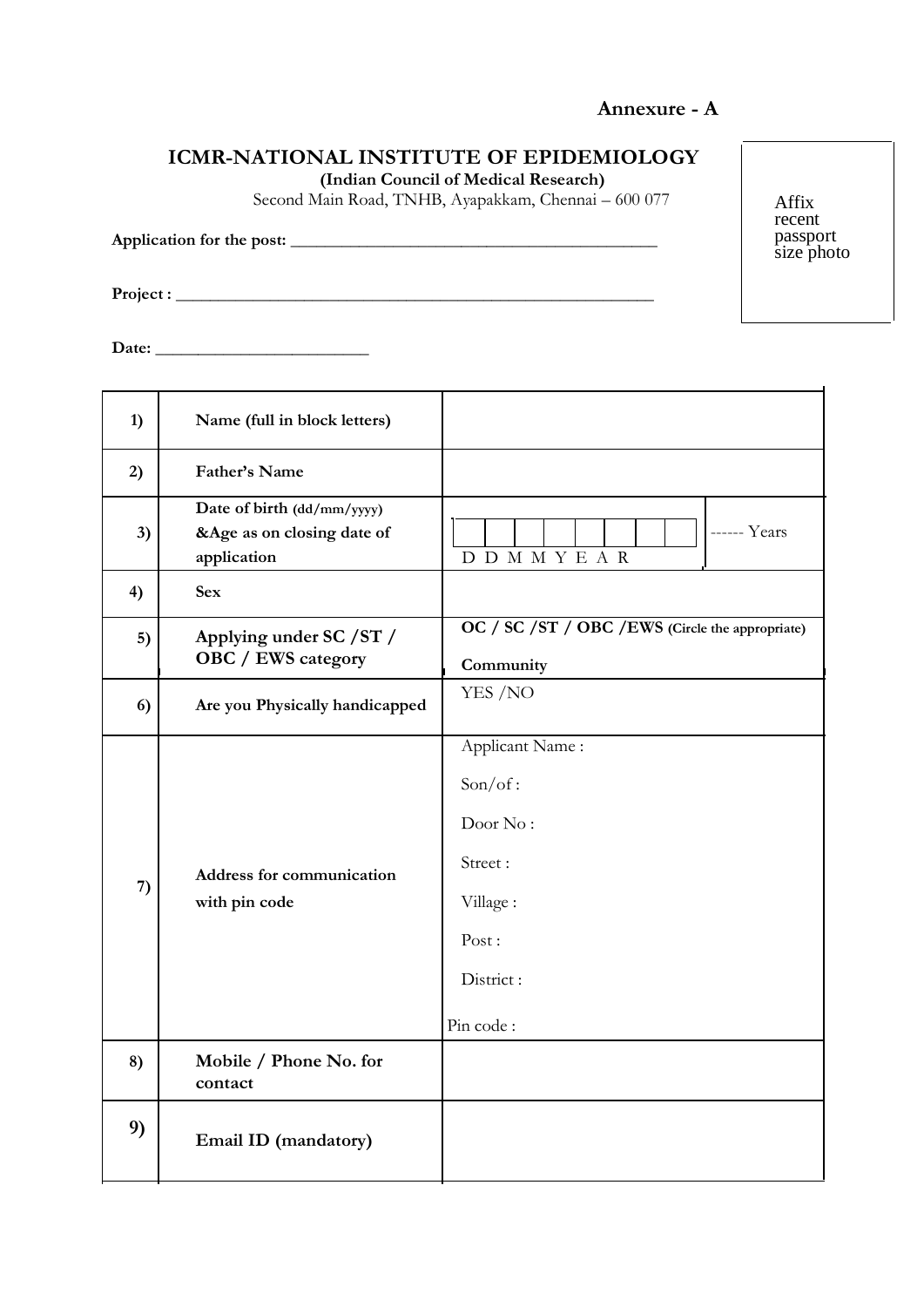**Annexure - A**

# ICMR-NATIONAL INSTITUTE OF EPIDEMIOLOGY

**(Indian Council of Medical Research)**

Second Main Road, TNHB, Ayapakkam, Chennai – 600 077

Affix recent passport size photo

**Application for the post:** ___________________________________________

**Project :** ________________________________________________________

**Date:** _________________________

| | | |
|---|---|---|
| 1) | **Name (full in block letters)** | |
| 2) | **Father's Name** | |
| 3) | **Date of birth** (dd/mm/yyyy) **&Age as on closing date of application** | D D M M Y E A R ------ Years |
| 4) | **Sex** | |
| 5) | **Applying under SC /ST / OBC / EWS category** | **OC / SC /ST / OBC /EWS** (Circle the appropriate) **Community** |
| 6) | **Are you Physically handicapped** | YES /NO |
| 7) | **Address for communication with pin code** | Applicant Name :<br>Son/of :<br>Door No :<br>Street :<br>Village :<br>Post :<br>District :<br>Pin code : |
| 8) | **Mobile / Phone No. for contact** | |
| 9) | **Email ID (mandatory)** | |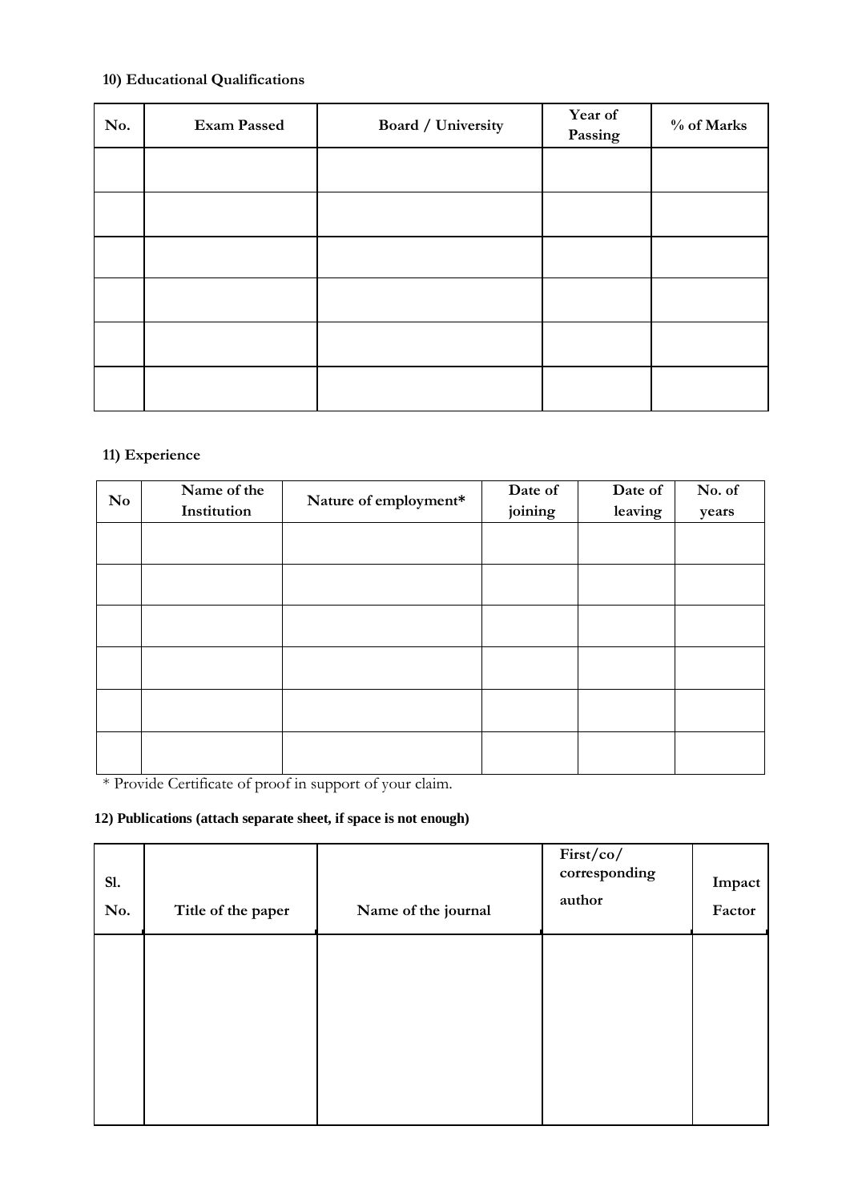**10) Educational Qualifications**

| No. | Exam Passed | Board / University | Year of Passing | % of Marks |
|---|---|---|---|---|
| | | | | |
| | | | | |
| | | | | |
| | | | | |
| | | | | |
| | | | | |

**11) Experience**

| No | Name of the Institution | Nature of employment* | Date of joining | Date of leaving | No. of years |
|---|---|---|---|---|---|
| | | | | | |
| | | | | | |
| | | | | | |
| | | | | | |
| | | | | | |
| | | | | | |

* Provide Certificate of proof in support of your claim.

**12) Publications (attach separate sheet, if space is not enough)**

| Sl. No. | Title of the paper | Name of the journal | First/co/ corresponding author | Impact Factor |
|---|---|---|---|---|
| | | | | |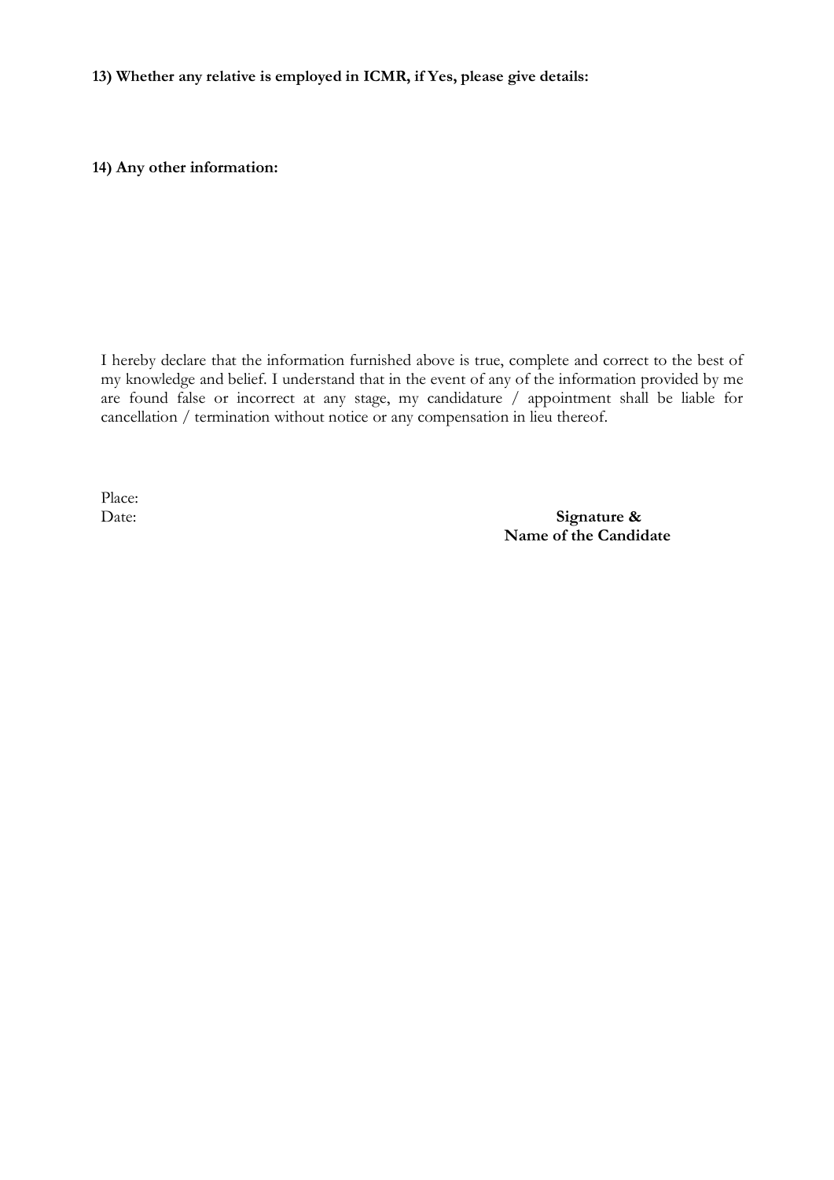**13) Whether any relative is employed in ICMR, if Yes, please give details:**

**14) Any other information:**

I hereby declare that the information furnished above is true, complete and correct to the best of my knowledge and belief. I understand that in the event of any of the information provided by me are found false or incorrect at any stage, my candidature / appointment shall be liable for cancellation / termination without notice or any compensation in lieu thereof.

Place:

Date:

**Signature &**
**Name of the Candidate**